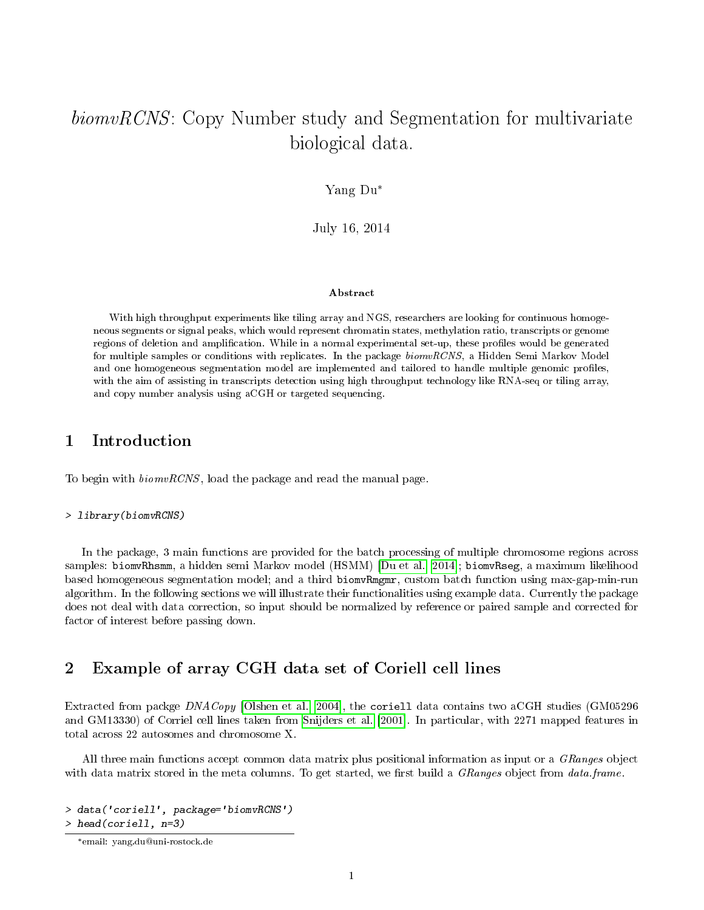# *biomvRCNS*: Copy Number study and Segmentation for multivariate biological data.

Yang Du*

July 16, 2014

### Abstract

With high throughput experiments like tiling array and NGS, researchers are looking for continuous homogeneous segments or signal peaks, which would represent chromatin states, methylation ratio, transcripts or genome regions of deletion and amplification. While in a normal experimental set-up, these profiles would be generated for multiple samples or conditions with replicates. In the package *biomvRCNS*, a Hidden Semi Markov Model and one homogeneous segmentation model are implemented and tailored to handle multiple genomic profiles, with the aim of assisting in transcripts detection using high throughput technology like RNA-seq or tiling array, and copy number analysis using aCGH or targeted sequencing.

## 1 Introduction

To begin with *biomvRCNS*, load the package and read the manual page.

```
> library(biomvRCNS)
```

In the package, 3 main functions are provided for the batch processing of multiple chromosome regions across samples: `biomvRhsmm`, a hidden semi Markov model (HSMM) [Du et al., 2014]; `biomvRseg`, a maximum likelihood based homogeneous segmentation model; and a third `biomvRmgmr`, custom batch function using max-gap-min-run algorithm. In the following sections we will illustrate their functionalities using example data. Currently the package does not deal with data correction, so input should be normalized by reference or paired sample and corrected for factor of interest before passing down.

## 2 Example of array CGH data set of Coriell cell lines

Extracted from packge *DNACopy* [Olshen et al., 2004], the `coriell` data contains two aCGH studies (GM05296 and GM13330) of Corriel cell lines taken from Snijders et al. [2001]. In particular, with 2271 mapped features in total across 22 autosomes and chromosome X.

All three main functions accept common data matrix plus positional information as input or a *GRanges* object with data matrix stored in the meta columns. To get started, we first build a *GRanges* object from *data.frame*.

```
> data('coriell', package='biomvRCNS')
> head(coriell, n=3)
```

*email: yang.du@uni-rostock.de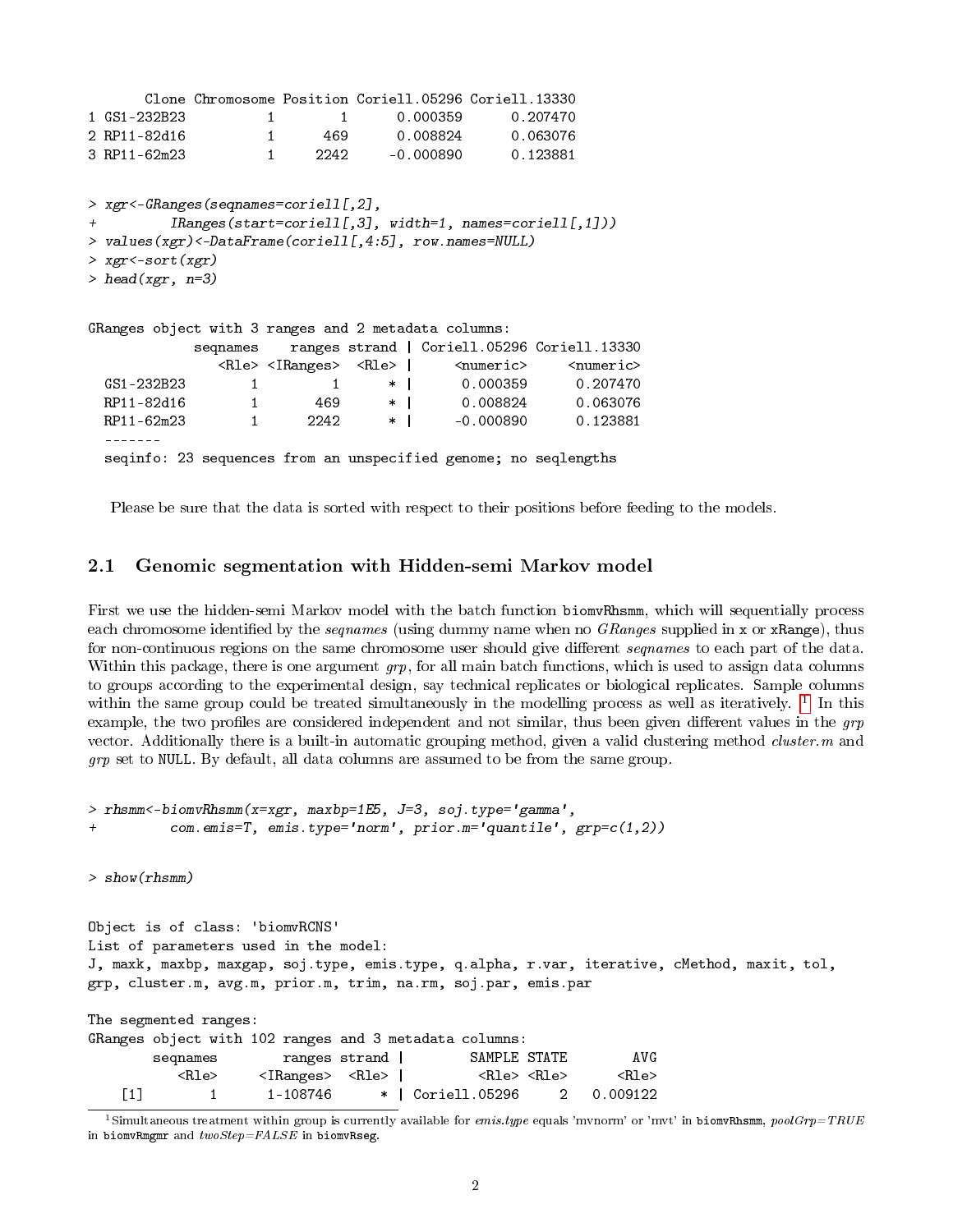```
        Clone Chromosome Position Coriell.05296 Coriell.13330
1 GS1-232B23          1        1      0.000359      0.207470
2 RP11-82d16          1      469      0.008824      0.063076
3 RP11-62m23          1     2242     -0.000890      0.123881
```

```
> xgr<-GRanges(seqnames=coriell[,2],
+         IRanges(start=coriell[,3], width=1, names=coriell[,1]))
> values(xgr)<-DataFrame(coriell[,4:5], row.names=NULL)
> xgr<-sort(xgr)
> head(xgr, n=3)
```

```
GRanges object with 3 ranges and 2 metadata columns:
             seqnames    ranges strand | Coriell.05296 Coriell.13330
                <Rle> <IRanges>  <Rle> |     <numeric>     <numeric>
  GS1-232B23        1         1      * |      0.000359      0.207470
  RP11-82d16        1       469      * |      0.008824      0.063076
  RP11-62m23        1      2242      * |     -0.000890      0.123881
  -------
  seqinfo: 23 sequences from an unspecified genome; no seqlengths
```

Please be sure that the data is sorted with respect to their positions before feeding to the models.

## 2.1 Genomic segmentation with Hidden-semi Markov model

First we use the hidden-semi Markov model with the batch function `biomvRhsmm`, which will sequentially process each chromosome identified by the *seqnames* (using dummy name when no *GRanges* supplied in `x` or `xRange`), thus for non-continuous regions on the same chromosome user should give different *seqnames* to each part of the data. Within this package, there is one argument *grp*, for all main batch functions, which is used to assign data columns to groups according to the experimental design, say technical replicates or biological replicates. Sample columns within the same group could be treated simultaneously in the modelling process as well as iteratively. [1] In this example, the two profiles are considered independent and not similar, thus been given different values in the *grp* vector. Additionally there is a built-in automatic grouping method, given a valid clustering method *cluster.m* and *grp* set to `NULL`. By default, all data columns are assumed to be from the same group.

```
> rhsmm<-biomvRhsmm(x=xgr, maxbp=1E5, J=3, soj.type='gamma',
+         com.emis=T, emis.type='norm', prior.m='quantile', grp=c(1,2))
```

```
> show(rhsmm)
```

```
Object is of class: 'biomvRCNS'
List of parameters used in the model:
J, maxk, maxbp, maxgap, soj.type, emis.type, q.alpha, r.var, iterative, cMethod, maxit, tol,
grp, cluster.m, avg.m, prior.m, trim, na.rm, soj.par, emis.par

The segmented ranges:
GRanges object with 102 ranges and 3 metadata columns:
        seqnames        ranges strand |        SAMPLE STATE        AVG
           <Rle>     <IRanges>  <Rle> |         <Rle> <Rle>      <Rle>
    [1]        1      1-108746      * | Coriell.05296     2   0.009122
```

[1] Simultaneous treatment within group is currently available for *emis.type* equals 'mvnorm' or 'mvt' in `biomvRhsmm`, *poolGrp=TRUE* in `biomvRmgmr` and *twoStep=FALSE* in `biomvRseg`.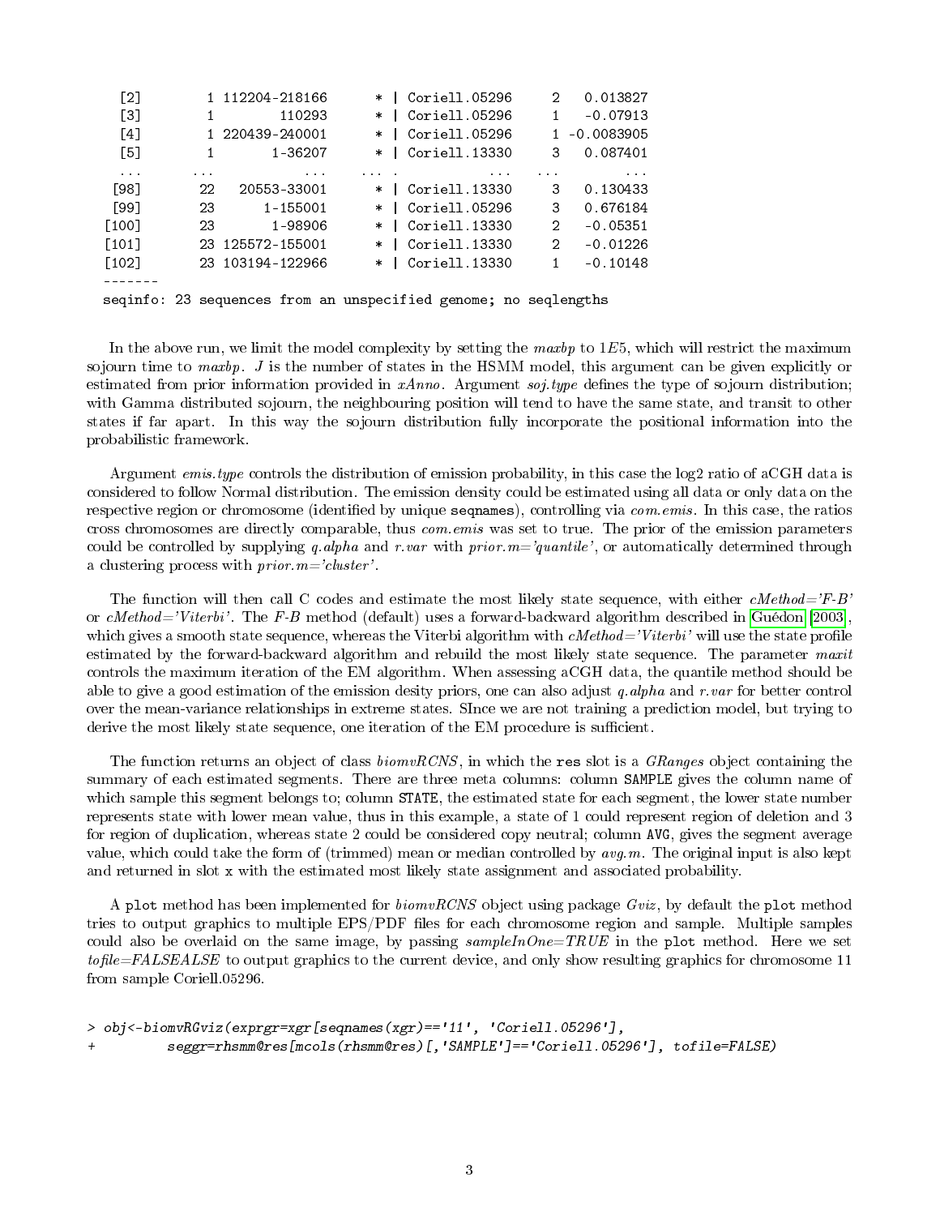```
   [2]        1 112204-218166      * | Coriell.05296     2   0.013827
   [3]        1        110293      * | Coriell.05296     1   -0.07913
   [4]        1 220439-240001      * | Coriell.05296     1 -0.0083905
   [5]        1       1-36207      * | Coriell.13330     3   0.087401
   ...      ...           ...    ... .           ...   ...        ...
  [98]       22   20553-33001      * | Coriell.13330     3   0.130433
  [99]       23      1-155001      * | Coriell.05296     3   0.676184
 [100]       23       1-98906      * | Coriell.13330     2   -0.05351
 [101]       23 125572-155001      * | Coriell.13330     2   -0.01226
 [102]       23 103194-122966      * | Coriell.13330     1   -0.10148
 -------
 seqinfo: 23 sequences from an unspecified genome; no seqlengths
```

In the above run, we limit the model complexity by setting the *maxbp* to 1*E*5, which will restrict the maximum sojourn time to *maxbp*. *J* is the number of states in the HSMM model, this argument can be given explicitly or estimated from prior information provided in *xAnno*. Argument *soj.type* defines the type of sojourn distribution; with Gamma distributed sojourn, the neighbouring position will tend to have the same state, and transit to other states if far apart. In this way the sojourn distribution fully incorporate the positional information into the probabilistic framework.

Argument *emis.type* controls the distribution of emission probability, in this case the log2 ratio of aCGH data is considered to follow Normal distribution. The emission density could be estimated using all data or only data on the respective region or chromosome (identified by unique `seqnames`), controlling via *com.emis*. In this case, the ratios cross chromosomes are directly comparable, thus *com.emis* was set to true. The prior of the emission parameters could be controlled by supplying *q.alpha* and *r.var* with *prior.m='quantile'*, or automatically determined through a clustering process with *prior.m='cluster'*.

The function will then call C codes and estimate the most likely state sequence, with either *cMethod='F-B'* or *cMethod='Viterbi'*. The *F-B* method (default) uses a forward-backward algorithm described in Guédon [2003], which gives a smooth state sequence, whereas the Viterbi algorithm with *cMethod='Viterbi'* will use the state profile estimated by the forward-backward algorithm and rebuild the most likely state sequence. The parameter *maxit* controls the maximum iteration of the EM algorithm. When assessing aCGH data, the quantile method should be able to give a good estimation of the emission desity priors, one can also adjust *q.alpha* and *r.var* for better control over the mean-variance relationships in extreme states. SInce we are not training a prediction model, but trying to derive the most likely state sequence, one iteration of the EM procedure is sufficient.

The function returns an object of class *biomvRCNS*, in which the `res` slot is a *GRanges* object containing the summary of each estimated segments. There are three meta columns: column `SAMPLE` gives the column name of which sample this segment belongs to; column `STATE`, the estimated state for each segment, the lower state number represents state with lower mean value, thus in this example, a state of 1 could represent region of deletion and 3 for region of duplication, whereas state 2 could be considered copy neutral; column `AVG`, gives the segment average value, which could take the form of (trimmed) mean or median controlled by *avg.m*. The original input is also kept and returned in slot `x` with the estimated most likely state assignment and associated probability.

A `plot` method has been implemented for *biomvRCNS* object using package *Gviz*, by default the `plot` method tries to output graphics to multiple EPS/PDF files for each chromosome region and sample. Multiple samples could also be overlaid on the same image, by passing *sampleInOne=TRUE* in the `plot` method. Here we set *tofile=FALSEALSE* to output graphics to the current device, and only show resulting graphics for chromosome 11 from sample Coriell.05296.

```
> obj<-biomvRGviz(exprgr=xgr[seqnames(xgr)=='11', 'Coriell.05296'],
+         seggr=rhsmm@res[mcols(rhsmm@res)[,'SAMPLE']=='Coriell.05296'], tofile=FALSE)
```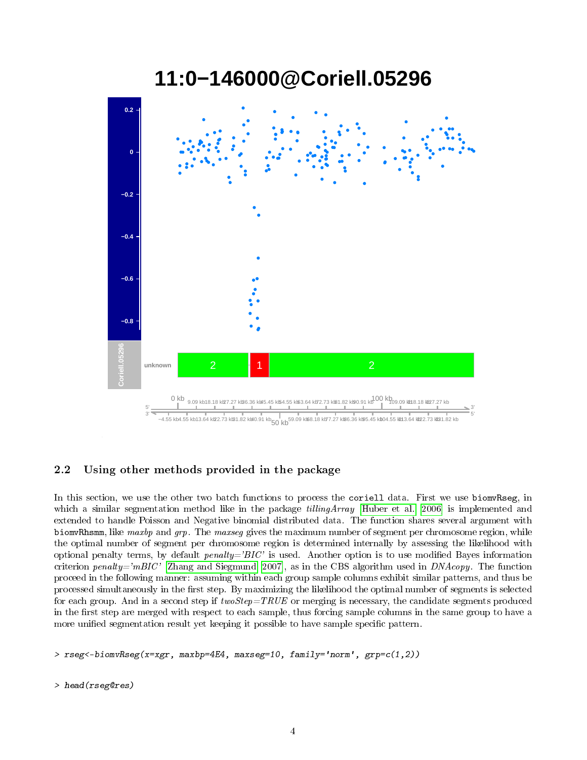## 2.2 Using other methods provided in the package

In this section, we use the other two batch functions to process the `coriell` data. First we use `biomvRseg`, in which a similar segmentation method like in the package *tillingArray* [Huber et al. 2006] is implemented and extended to handle Poisson and Negative binomial distributed data. The function shares several argument with `biomvRhsmm`, like *maxbp* and *grp*. The *maxseg* gives the maximum number of segment per chromosome region, while the optimal number of segment per chromosome region is determined internally by assessing the likelihood with optional penalty terms, by default *penalty='BIC'* is used. Another option is to use modified Bayes information criterion *penalty='mBIC'* [Zhang and Siegmund 2007], as in the CBS algorithm used in *DNAcopy*. The function proceed in the following manner: assuming within each group sample columns exhibit similar patterns, and thus be processed simultaneously in the first step. By maximizing the likelihood the optimal number of segments is selected for each group. And in a second step if *twoStep=TRUE* or merging is necessary, the candidate segments produced in the first step are merged with respect to each sample, thus forcing sample columns in the same group to have a more unified segmentation result yet keeping it possible to have sample specific pattern.

```
> rseg<-biomvRseg(x=xgr, maxbp=4E4, maxseg=10, family='norm', grp=c(1,2))
```

```
> head(rseg@res)
```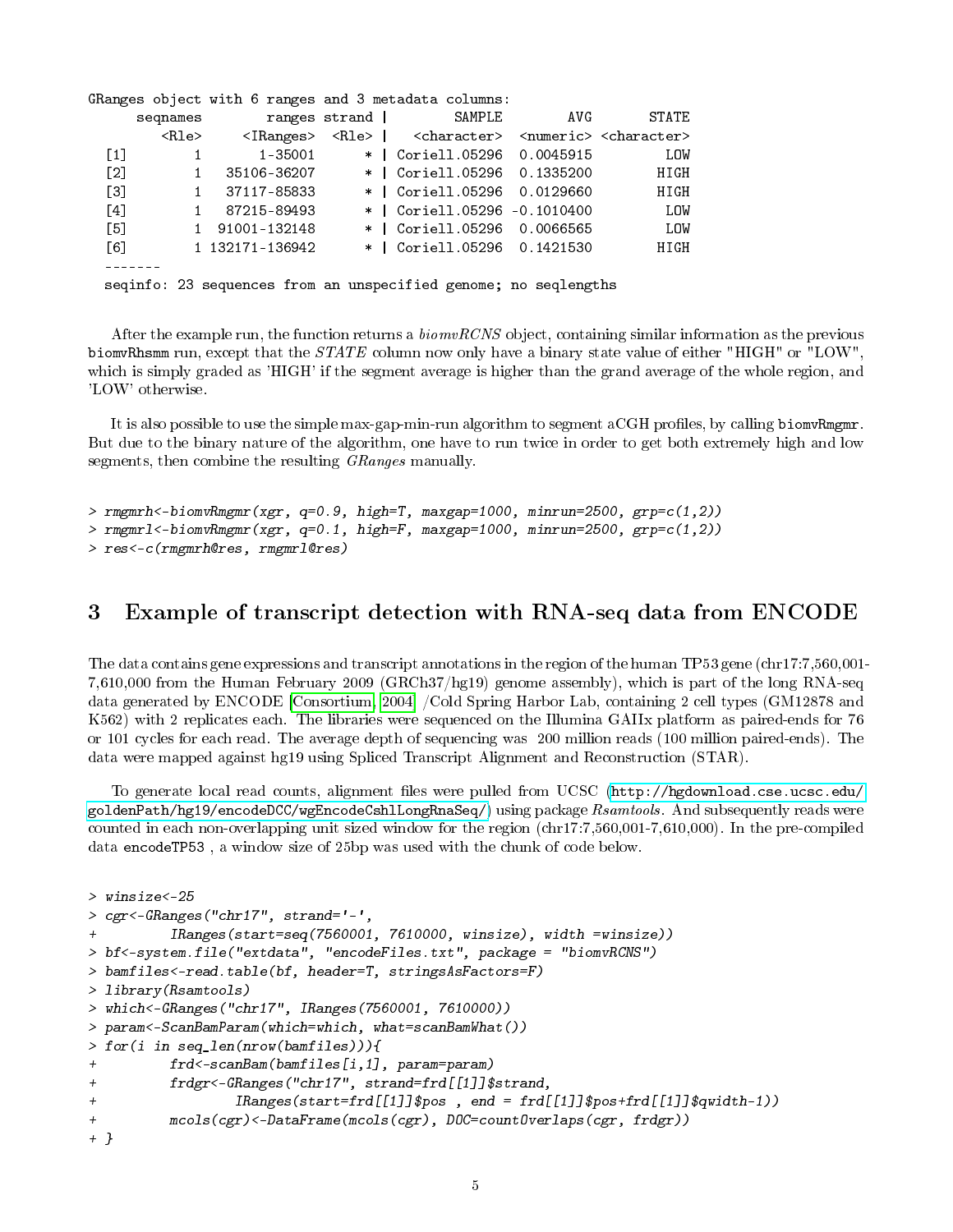```
GRanges object with 6 ranges and 3 metadata columns:
      seqnames          ranges strand |       SAMPLE        AVG       STATE
         <Rle>       <IRanges>  <Rle> |  <character>  <numeric> <character>
  [1]        1         1-35001      * | Coriell.05296  0.0045915         LOW
  [2]        1     35106-36207      * | Coriell.05296  0.1335200        HIGH
  [3]        1     37117-85833      * | Coriell.05296  0.0129660        HIGH
  [4]        1     87215-89493      * | Coriell.05296 -0.1010400         LOW
  [5]        1    91001-132148      * | Coriell.05296  0.0066565         LOW
  [6]        1   132171-136942      * | Coriell.05296  0.1421530        HIGH
  -------
  seqinfo: 23 sequences from an unspecified genome; no seqlengths
```

After the example run, the function returns a *biomvRCNS* object, containing similar information as the previous biomvRhsmm run, except that the *STATE* column now only have a binary state value of either "HIGH" or "LOW", which is simply graded as 'HIGH' if the segment average is higher than the grand average of the whole region, and 'LOW' otherwise.

It is also possible to use the simple max-gap-min-run algorithm to segment aCGH profiles, by calling biomvRmgmr. But due to the binary nature of the algorithm, one have to run twice in order to get both extremely high and low segments, then combine the resulting *GRanges* manually.

```
> rmgmrh<-biomvRmgmr(xgr, q=0.9, high=T, maxgap=1000, minrun=2500, grp=c(1,2))
> rmgmrl<-biomvRmgmr(xgr, q=0.1, high=F, maxgap=1000, minrun=2500, grp=c(1,2))
> res<-c(rmgmrh@res, rmgmrl@res)
```

# 3 Example of transcript detection with RNA-seq data from ENCODE

The data contains gene expressions and transcript annotations in the region of the human TP53 gene (chr17:7,560,001-7,610,000 from the Human February 2009 (GRCh37/hg19) genome assembly), which is part of the long RNA-seq data generated by ENCODE [Consortium, 2004] /Cold Spring Harbor Lab, containing 2 cell types (GM12878 and K562) with 2 replicates each. The libraries were sequenced on the Illumina GAIIx platform as paired-ends for 76 or 101 cycles for each read. The average depth of sequencing was 200 million reads (100 million paired-ends). The data were mapped against hg19 using Spliced Transcript Alignment and Reconstruction (STAR).

To generate local read counts, alignment files were pulled from UCSC (http://hgdownload.cse.ucsc.edu/goldenPath/hg19/encodeDCC/wgEncodeCshlLongRnaSeq/) using package *Rsamtools*. And subsequently reads were counted in each non-overlapping unit sized window for the region (chr17:7,560,001-7,610,000). In the pre-compiled data encodeTP53 , a window size of 25bp was used with the chunk of code below.

```
> winsize<-25
> cgr<-GRanges("chr17", strand='-',
+         IRanges(start=seq(7560001, 7610000, winsize), width =winsize))
> bf<-system.file("extdata", "encodeFiles.txt", package = "biomvRCNS")
> bamfiles<-read.table(bf, header=T, stringsAsFactors=F)
> library(Rsamtools)
> which<-GRanges("chr17", IRanges(7560001, 7610000))
> param<-ScanBamParam(which=which, what=scanBamWhat())
> for(i in seq_len(nrow(bamfiles))){
+         frd<-scanBam(bamfiles[i,1], param=param)
+         frdgr<-GRanges("chr17", strand=frd[[1]]$strand,
+                 IRanges(start=frd[[1]]$pos , end = frd[[1]]$pos+frd[[1]]$qwidth-1))
+         mcols(cgr)<-DataFrame(mcols(cgr), DOC=countOverlaps(cgr, frdgr))
+ }
```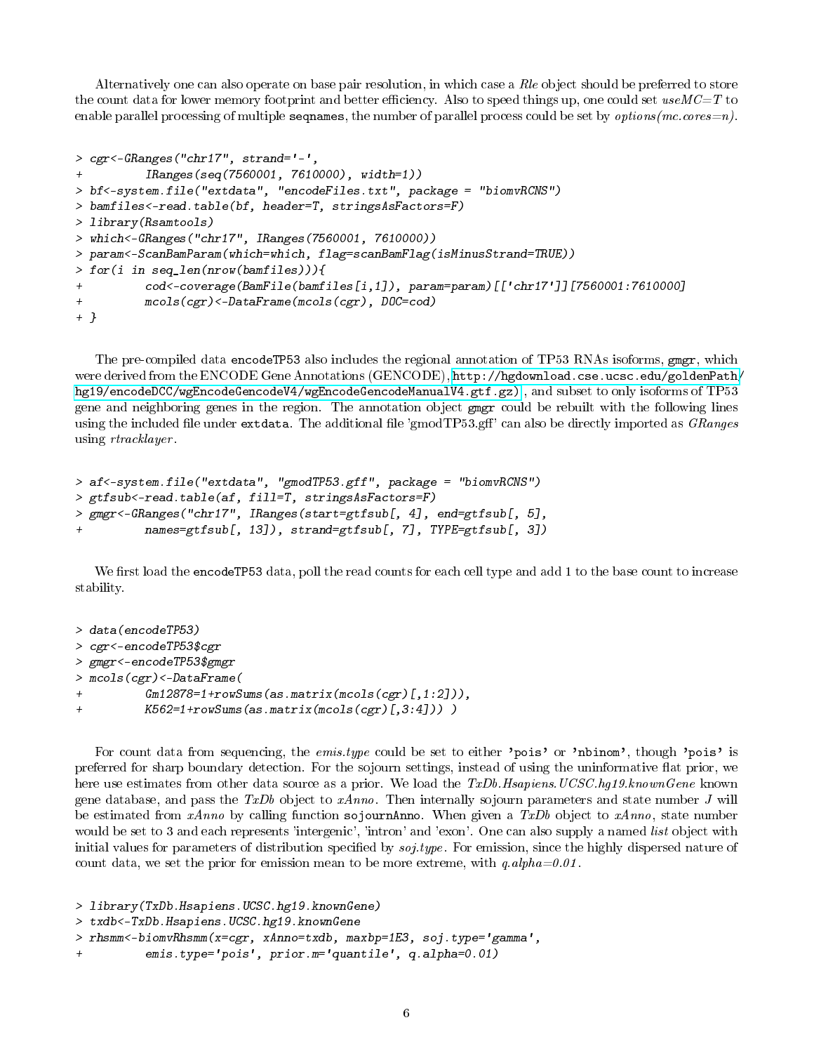Alternatively one can also operate on base pair resolution, in which case a *Rle* object should be preferred to store the count data for lower memory footprint and better efficiency. Also to speed things up, one could set *useMC=T* to enable parallel processing of multiple `seqnames`, the number of parallel process could be set by *options(mc.cores=n)*.

```
> cgr<-GRanges("chr17", strand='-',
+         IRanges(seq(7560001, 7610000), width=1))
> bf<-system.file("extdata", "encodeFiles.txt", package = "biomvRCNS")
> bamfiles<-read.table(bf, header=T, stringsAsFactors=F)
> library(Rsamtools)
> which<-GRanges("chr17", IRanges(7560001, 7610000))
> param<-ScanBamParam(which=which, flag=scanBamFlag(isMinusStrand=TRUE))
> for(i in seq_len(nrow(bamfiles))){
+         cod<-coverage(BamFile(bamfiles[i,1]), param=param)[['chr17']][7560001:7610000]
+         mcols(cgr)<-DataFrame(mcols(cgr), DOC=cod)
+ }
```

The pre-compiled data `encodeTP53` also includes the regional annotation of TP53 RNAs isoforms, `gmgr`, which were derived from the ENCODE Gene Annotations (GENCODE), http://hgdownload.cse.ucsc.edu/goldenPath/hg19/encodeDCC/wgEncodeGencodeV4/wgEncodeGencodeManualV4.gtf.gz), and subset to only isoforms of TP53 gene and neighboring genes in the region. The annotation object `gmgr` could be rebuilt with the following lines using the included file under `extdata`. The additional file 'gmodTP53.gff' can also be directly imported as *GRanges* using *rtracklayer*.

```
> af<-system.file("extdata", "gmodTP53.gff", package = "biomvRCNS")
> gtfsub<-read.table(af, fill=T, stringsAsFactors=F)
> gmgr<-GRanges("chr17", IRanges(start=gtfsub[, 4], end=gtfsub[, 5],
+         names=gtfsub[, 13]), strand=gtfsub[, 7], TYPE=gtfsub[, 3])
```

We first load the `encodeTP53` data, poll the read counts for each cell type and add 1 to the base count to increase stability.

```
> data(encodeTP53)
> cgr<-encodeTP53$cgr
> gmgr<-encodeTP53$gmgr
> mcols(cgr)<-DataFrame(
+         Gm12878=1+rowSums(as.matrix(mcols(cgr)[,1:2])),
+         K562=1+rowSums(as.matrix(mcols(cgr)[,3:4])) )
```

For count data from sequencing, the *emis.type* could be set to either **'pois'** or **'nbinom'**, though **'pois'** is preferred for sharp boundary detection. For the sojourn settings, instead of using the uninformative flat prior, we here use estimates from other data source as a prior. We load the *TxDb.Hsapiens.UCSC.hg19.knownGene* known gene database, and pass the *TxDb* object to *xAnno*. Then internally sojourn parameters and state number $J$ will be estimated from *xAnno* by calling function `sojournAnno`. When given a *TxDb* object to *xAnno*, state number would be set to 3 and each represents 'intergenic', 'intron' and 'exon'. One can also supply a named *list* object with initial values for parameters of distribution specified by *soj.type*. For emission, since the highly dispersed nature of count data, we set the prior for emission mean to be more extreme, with *q.alpha=0.01*.

```
> library(TxDb.Hsapiens.UCSC.hg19.knownGene)
> txdb<-TxDb.Hsapiens.UCSC.hg19.knownGene
> rhsmm<-biomvRhsmm(x=cgr, xAnno=txdb, maxbp=1E3, soj.type='gamma',
+         emis.type='pois', prior.m='quantile', q.alpha=0.01)
```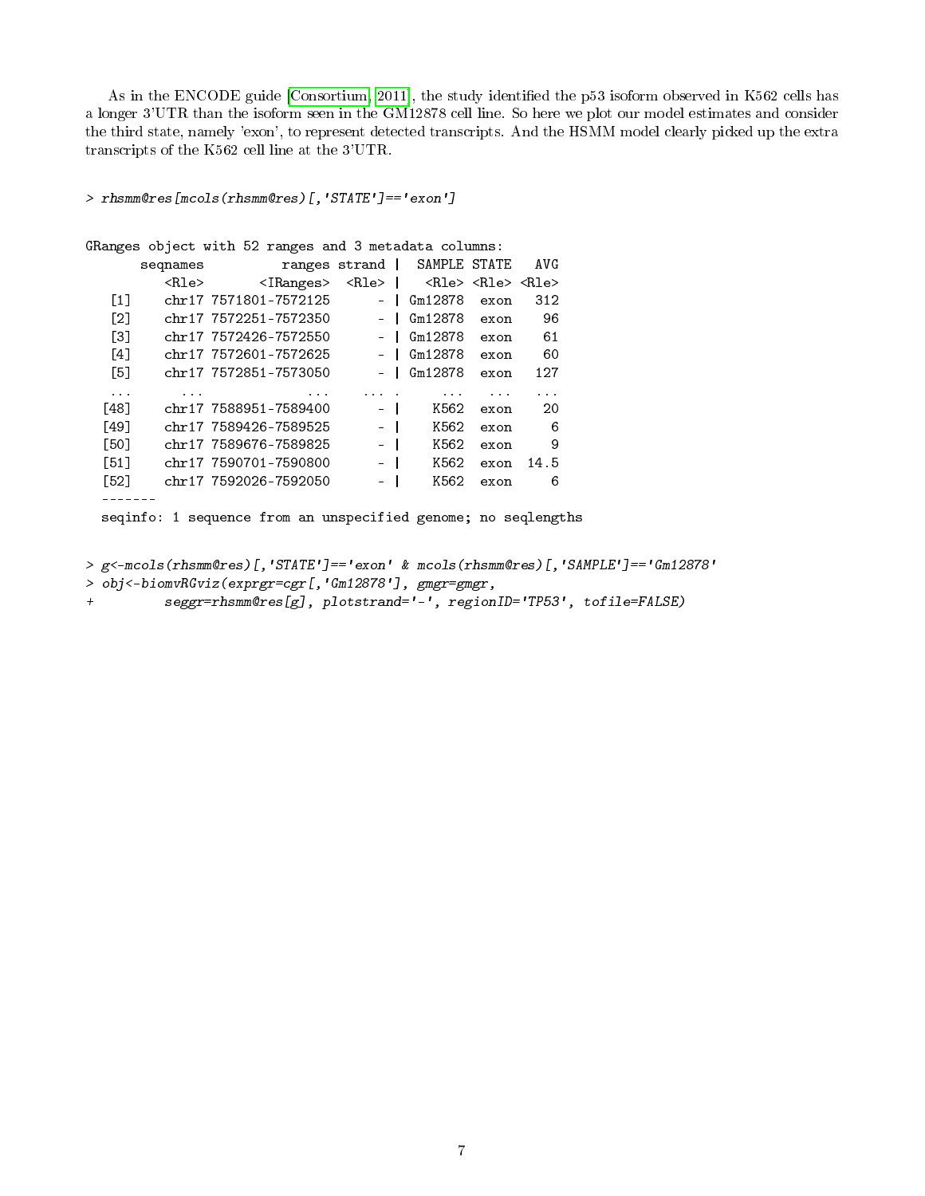As in the ENCODE guide [Consortium, 2011], the study identified the p53 isoform observed in K562 cells has a longer 3'UTR than the isoform seen in the GM12878 cell line. So here we plot our model estimates and consider the third state, namely 'exon', to represent detected transcripts. And the HSMM model clearly picked up the extra transcripts of the K562 cell line at the 3'UTR.

```
> rhsmm@res[mcols(rhsmm@res)[,'STATE']=='exon']
```

```
GRanges object with 52 ranges and 3 metadata columns:
       seqnames          ranges strand |  SAMPLE STATE   AVG
          <Rle>       <IRanges>  <Rle> |   <Rle> <Rle> <Rle>
   [1]    chr17 7571801-7572125      - | Gm12878  exon   312
   [2]    chr17 7572251-7572350      - | Gm12878  exon    96
   [3]    chr17 7572426-7572550      - | Gm12878  exon    61
   [4]    chr17 7572601-7572625      - | Gm12878  exon    60
   [5]    chr17 7572851-7573050      - | Gm12878  exon   127
   ...      ...             ...    ... .     ...   ...   ...
  [48]    chr17 7588951-7589400      - |    K562  exon    20
  [49]    chr17 7589426-7589525      - |    K562  exon     6
  [50]    chr17 7589676-7589825      - |    K562  exon     9
  [51]    chr17 7590701-7590800      - |    K562  exon  14.5
  [52]    chr17 7592026-7592050      - |    K562  exon     6
  -------
  seqinfo: 1 sequence from an unspecified genome; no seqlengths
```

```
> g<-mcols(rhsmm@res)[,'STATE']=='exon' & mcols(rhsmm@res)[,'SAMPLE']=='Gm12878'
> obj<-biomvRGviz(exprgr=cgr[,'Gm12878'], gmgr=gmgr,
+         seggr=rhsmm@res[g], plotstrand='-', regionID='TP53', tofile=FALSE)
```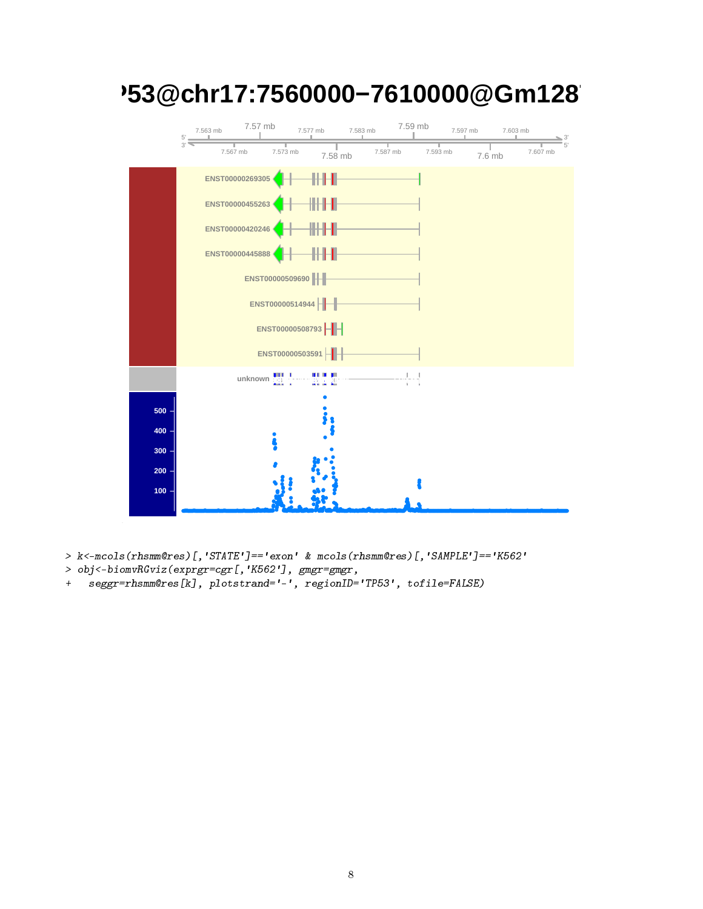```
> k<-mcols(rhsmm@res)[,'STATE']=='exon' & mcols(rhsmm@res)[,'SAMPLE']=='K562'
> obj<-biomvRGviz(exprgr=cgr[,'K562'], gmgr=gmgr,
+   seggr=rhsmm@res[k], plotstrand='-', regionID='TP53', tofile=FALSE)
```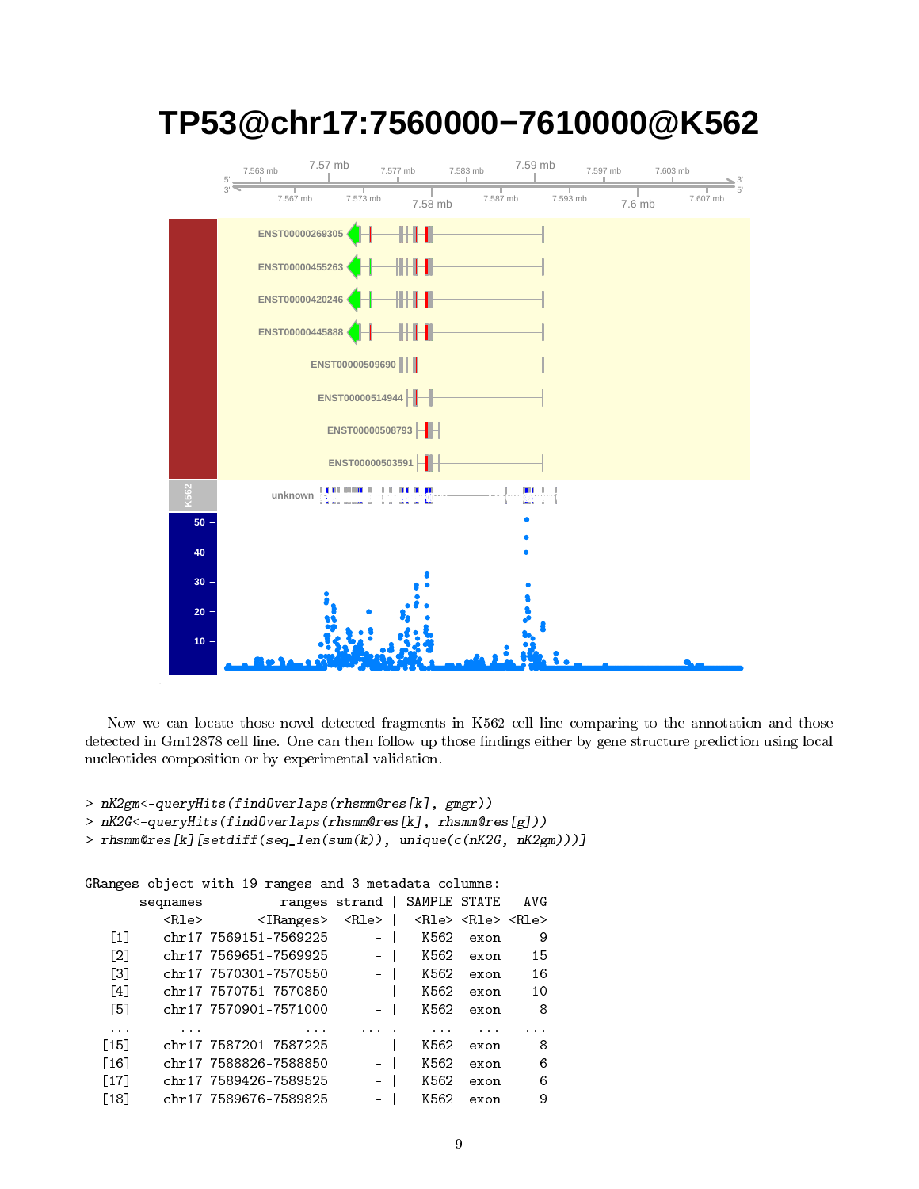Now we can locate those novel detected fragments in K562 cell line comparing to the annotation and those detected in Gm12878 cell line. One can then follow up those findings either by gene structure prediction using local nucleotides composition or by experimental validation.

```
> nK2gm<-queryHits(findOverlaps(rhsmm@res[k], gmgr))
> nK2G<-queryHits(findOverlaps(rhsmm@res[k], rhsmm@res[g]))
> rhsmm@res[k][setdiff(seq_len(sum(k)), unique(c(nK2G, nK2gm)))]

GRanges object with 19 ranges and 3 metadata columns:
       seqnames           ranges strand | SAMPLE STATE   AVG
          <Rle>        <IRanges>  <Rle> |  <Rle> <Rle> <Rle>
   [1]    chr17 7569151-7569225      - |   K562  exon     9
   [2]    chr17 7569651-7569925      - |   K562  exon    15
   [3]    chr17 7570301-7570550      - |   K562  exon    16
   [4]    chr17 7570751-7570850      - |   K562  exon    10
   [5]    chr17 7570901-7571000      - |   K562  exon     8
   ...      ...             ...    ... .    ...   ...   ...
  [15]    chr17 7587201-7587225      - |   K562  exon     8
  [16]    chr17 7588826-7588850      - |   K562  exon     6
  [17]    chr17 7589426-7589525      - |   K562  exon     6
  [18]    chr17 7589676-7589825      - |   K562  exon     9
```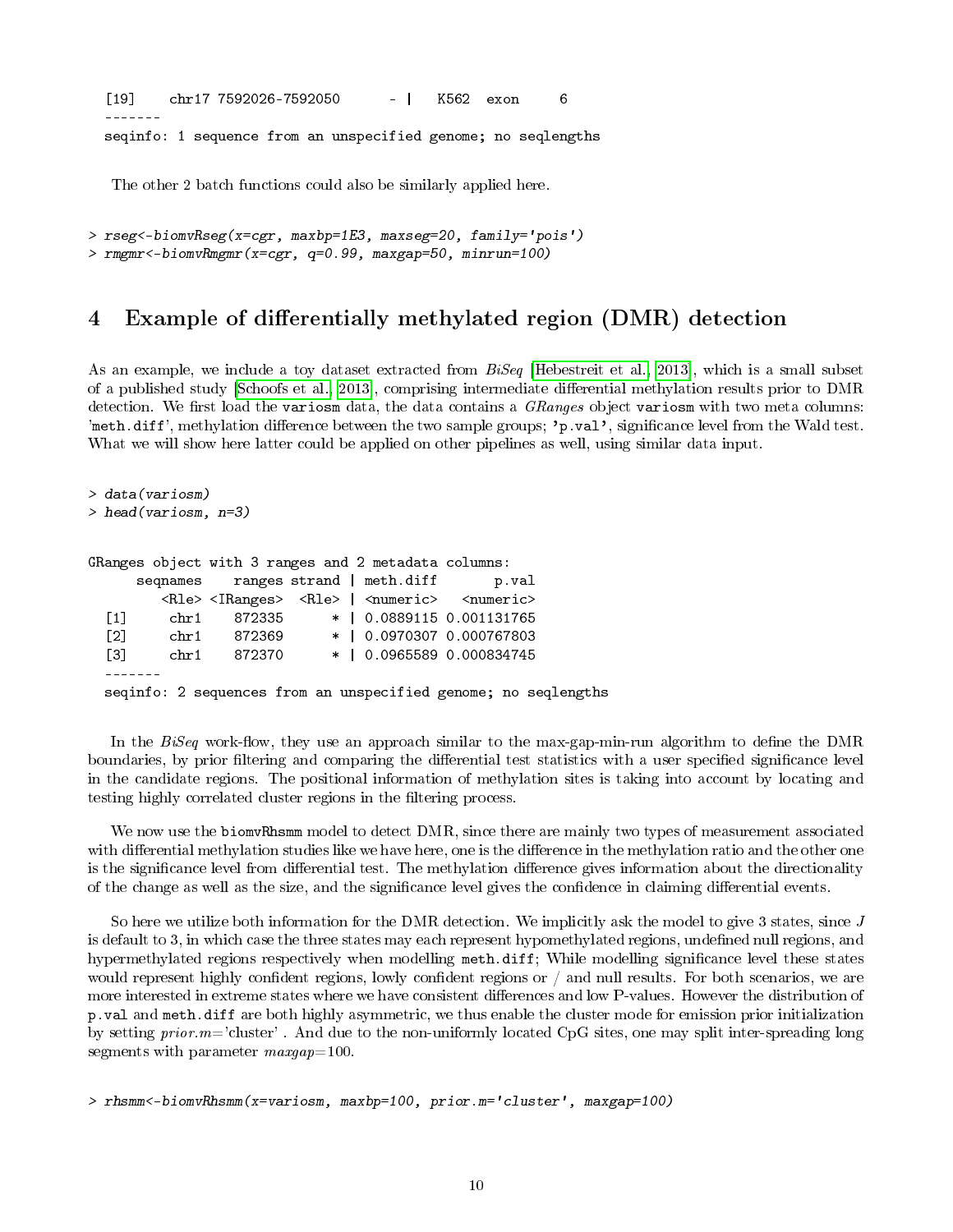```
  [19]    chr17 7592026-7592050      - |   K562  exon     6
  -------
  seqinfo: 1 sequence from an unspecified genome; no seqlengths
```

The other 2 batch functions could also be similarly applied here.

```
> rseg<-biomvRseg(x=cgr, maxbp=1E3, maxseg=20, family='pois')
> rmgmr<-biomvRmgmr(x=cgr, q=0.99, maxgap=50, minrun=100)
```

# 4 Example of differentially methylated region (DMR) detection

As an example, we include a toy dataset extracted from *BiSeq* [Hebestreit et al., 2013], which is a small subset of a published study [Schoofs et al., 2013], comprising intermediate differential methylation results prior to DMR detection. We first load the `variosm` data, the data contains a *GRanges* object `variosm` with two meta columns: '`meth.diff`', methylation difference between the two sample groups; '`p.val`', significance level from the Wald test. What we will show here latter could be applied on other pipelines as well, using similar data input.

```
> data(variosm)
> head(variosm, n=3)
```

```
GRanges object with 3 ranges and 2 metadata columns:
      seqnames    ranges strand | meth.diff       p.val
         <Rle> <IRanges>  <Rle> | <numeric>   <numeric>
  [1]     chr1    872335      * | 0.0889115 0.001131765
  [2]     chr1    872369      * | 0.0970307 0.000767803
  [3]     chr1    872370      * | 0.0965589 0.000834745
  -------
  seqinfo: 2 sequences from an unspecified genome; no seqlengths
```

In the *BiSeq* work-flow, they use an approach similar to the max-gap-min-run algorithm to define the DMR boundaries, by prior filtering and comparing the differential test statistics with a user specified significance level in the candidate regions. The positional information of methylation sites is taking into account by locating and testing highly correlated cluster regions in the filtering process.

We now use the `biomvRhsmm` model to detect DMR, since there are mainly two types of measurement associated with differential methylation studies like we have here, one is the difference in the methylation ratio and the other one is the significance level from differential test. The methylation difference gives information about the directionality of the change as well as the size, and the significance level gives the confidence in claiming differential events.

So here we utilize both information for the DMR detection. We implicitly ask the model to give 3 states, since $J$ is default to 3, in which case the three states may each represent hypomethylated regions, undefined null regions, and hypermethylated regions respectively when modelling `meth.diff`; While modelling significance level these states would represent highly confident regions, lowly confident regions or / and null results. For both scenarios, we are more interested in extreme states where we have consistent differences and low P-values. However the distribution of `p.val` and `meth.diff` are both highly asymmetric, we thus enable the cluster mode for emission prior initialization by setting *prior.m*='cluster' . And due to the non-uniformly located CpG sites, one may split inter-spreading long segments with parameter *maxgap*=100.

```
> rhsmm<-biomvRhsmm(x=variosm, maxbp=100, prior.m='cluster', maxgap=100)
```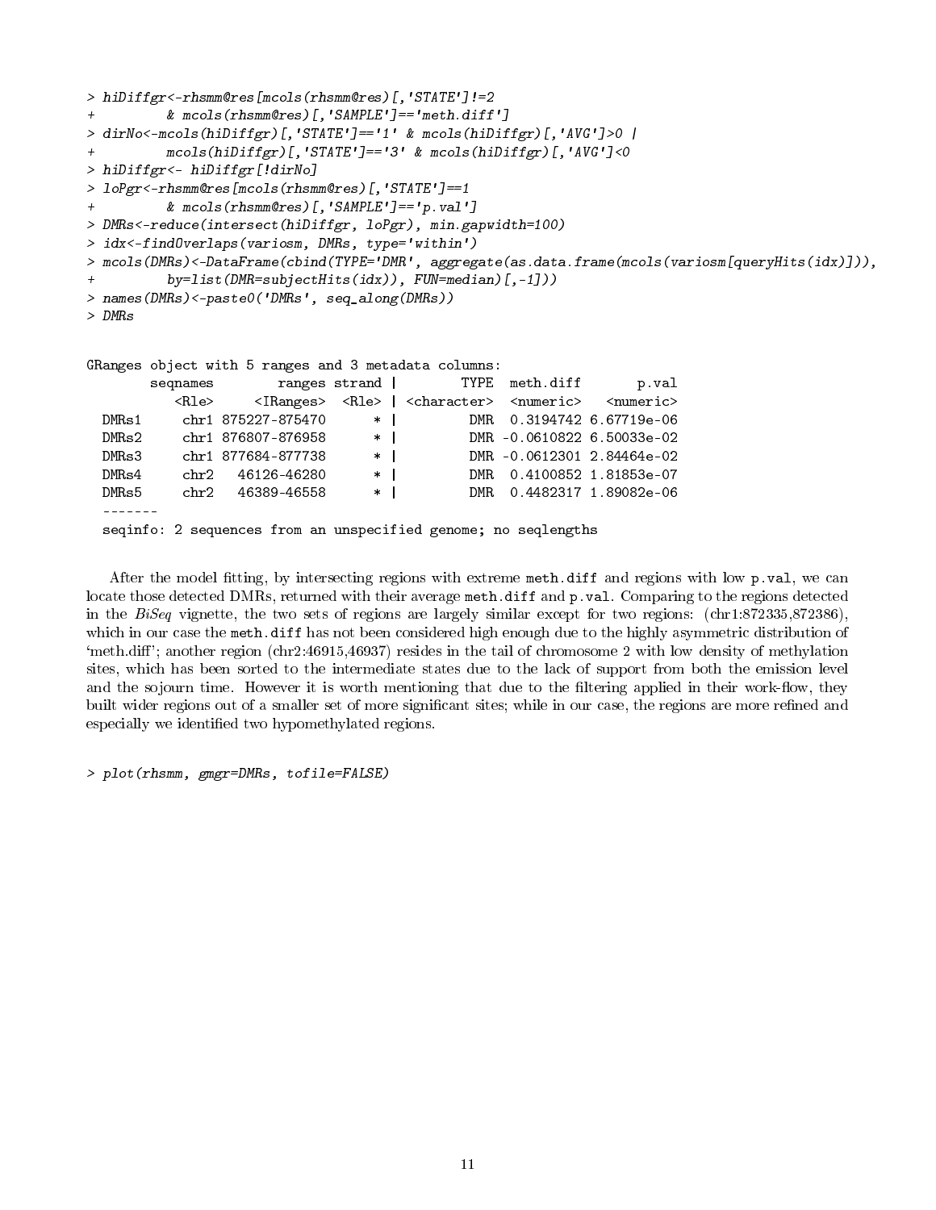```
> hiDiffgr<-rhsmm@res[mcols(rhsmm@res)[,'STATE']!=2
+         & mcols(rhsmm@res)[,'SAMPLE']=='meth.diff']
> dirNo<-mcols(hiDiffgr)[,'STATE']=='1' & mcols(hiDiffgr)[,'AVG']>0 |
+         mcols(hiDiffgr)[,'STATE']=='3' & mcols(hiDiffgr)[,'AVG']<0
> hiDiffgr<- hiDiffgr[!dirNo]
> loPgr<-rhsmm@res[mcols(rhsmm@res)[,'STATE']==1
+         & mcols(rhsmm@res)[,'SAMPLE']=='p.val']
> DMRs<-reduce(intersect(hiDiffgr, loPgr), min.gapwidth=100)
> idx<-findOverlaps(variosm, DMRs, type='within')
> mcols(DMRs)<-DataFrame(cbind(TYPE='DMR', aggregate(as.data.frame(mcols(variosm[queryHits(idx)])),
+         by=list(DMR=subjectHits(idx)), FUN=median)[,-1]))
> names(DMRs)<-paste0('DMRs', seq_along(DMRs))
> DMRs

GRanges object with 5 ranges and 3 metadata columns:
        seqnames        ranges strand |        TYPE  meth.diff       p.val
           <Rle>     <IRanges>  <Rle> | <character>  <numeric>   <numeric>
  DMRs1     chr1 875227-875470      * |         DMR  0.3194742 6.67719e-06
  DMRs2     chr1 876807-876958      * |         DMR -0.0610822 6.50033e-02
  DMRs3     chr1 877684-877738      * |         DMR -0.0612301 2.84464e-02
  DMRs4     chr2   46126-46280      * |         DMR  0.4100852 1.81853e-07
  DMRs5     chr2   46389-46558      * |         DMR  0.4482317 1.89082e-06
  -------
  seqinfo: 2 sequences from an unspecified genome; no seqlengths
```

After the model fitting, by intersecting regions with extreme `meth.diff` and regions with low `p.val`, we can locate those detected DMRs, returned with their average `meth.diff` and `p.val`. Comparing to the regions detected in the *BiSeq* vignette, the two sets of regions are largely similar except for two regions: (chr1:872335,872386), which in our case the `meth.diff` has not been considered high enough due to the highly asymmetric distribution of 'meth.diff'; another region (chr2:46915,46937) resides in the tail of chromosome 2 with low density of methylation sites, which has been sorted to the intermediate states due to the lack of support from both the emission level and the sojourn time. However it is worth mentioning that due to the filtering applied in their work-flow, they built wider regions out of a smaller set of more significant sites; while in our case, the regions are more refined and especially we identified two hypomethylated regions.

```
> plot(rhsmm, gmgr=DMRs, tofile=FALSE)
```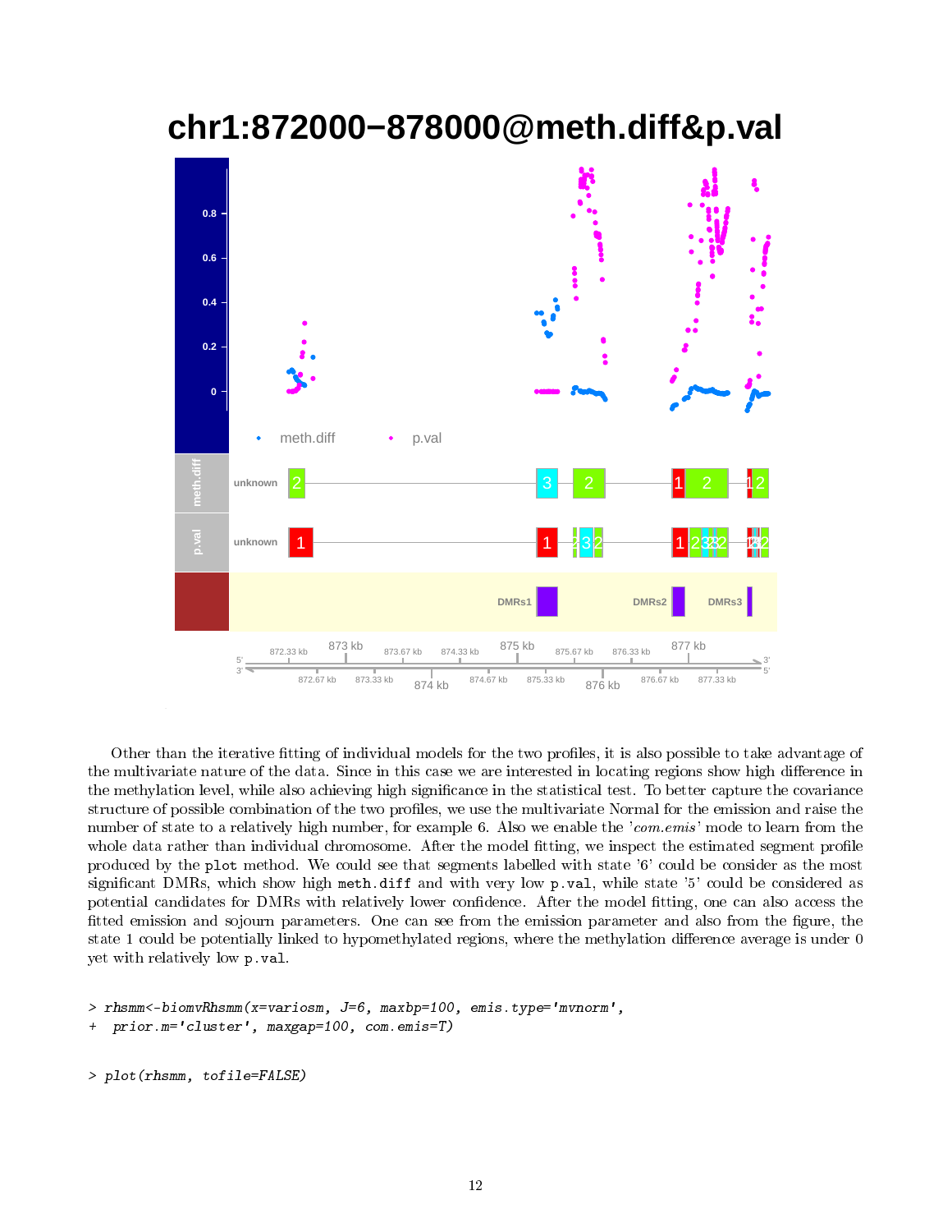Other than the iterative fitting of individual models for the two profiles, it is also possible to take advantage of the multivariate nature of the data. Since in this case we are interested in locating regions show high difference in the methylation level, while also achieving high significance in the statistical test. To better capture the covariance structure of possible combination of the two profiles, we use the multivariate Normal for the emission and raise the number of state to a relatively high number, for example 6. Also we enable the '*com.emis*' mode to learn from the whole data rather than individual chromosome. After the model fitting, we inspect the estimated segment profile produced by the `plot` method. We could see that segments labelled with state '6' could be consider as the most significant DMRs, which show high `meth.diff` and with very low `p.val`, while state '5' could be considered as potential candidates for DMRs with relatively lower confidence. After the model fitting, one can also access the fitted emission and sojourn parameters. One can see from the emission parameter and also from the figure, the state 1 could be potentially linked to hypomethylated regions, where the methylation difference average is under 0 yet with relatively low `p.val`.

```
> rhsmm<-biomvRhsmm(x=variosm, J=6, maxbp=100, emis.type='mvnorm',
+  prior.m='cluster', maxgap=100, com.emis=T)
```

```
> plot(rhsmm, tofile=FALSE)
```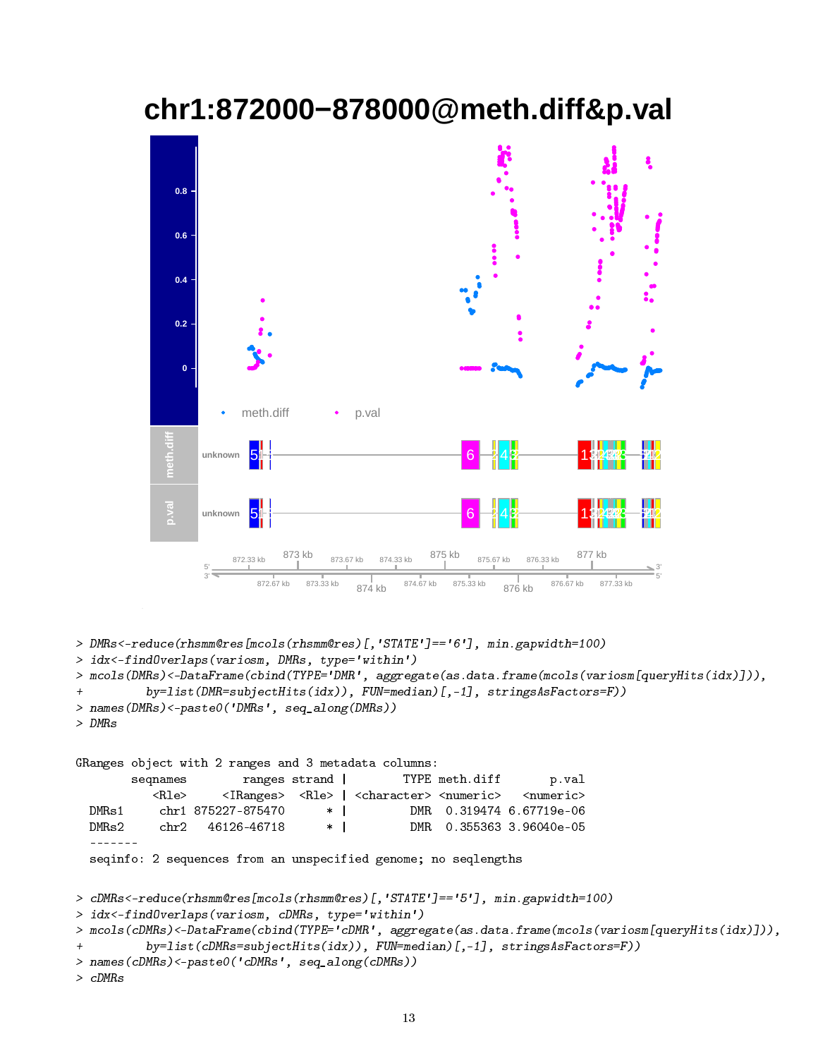```
> DMRs<-reduce(rhsmm@res[mcols(rhsmm@res)[,'STATE']=='6'], min.gapwidth=100)
> idx<-findOverlaps(variosm, DMRs, type='within')
> mcols(DMRs)<-DataFrame(cbind(TYPE='DMR', aggregate(as.data.frame(mcols(variosm[queryHits(idx)])),
+          by=list(DMR=subjectHits(idx)), FUN=median)[,-1], stringsAsFactors=F))
> names(DMRs)<-paste0('DMRs', seq_along(DMRs))
> DMRs

GRanges object with 2 ranges and 3 metadata columns:
        seqnames        ranges strand |        TYPE meth.diff       p.val
           <Rle>     <IRanges>  <Rle> | <character> <numeric>   <numeric>
  DMRs1     chr1 875227-875470      * |         DMR  0.319474 6.67719e-06
  DMRs2     chr2   46126-46718      * |         DMR  0.355363 3.96040e-05
  -------
  seqinfo: 2 sequences from an unspecified genome; no seqlengths

> cDMRs<-reduce(rhsmm@res[mcols(rhsmm@res)[,'STATE']=='5'], min.gapwidth=100)
> idx<-findOverlaps(variosm, cDMRs, type='within')
> mcols(cDMRs)<-DataFrame(cbind(TYPE='cDMR', aggregate(as.data.frame(mcols(variosm[queryHits(idx)])),
+          by=list(cDMRs=subjectHits(idx)), FUN=median)[,-1], stringsAsFactors=F))
> names(cDMRs)<-paste0('cDMRs', seq_along(cDMRs))
> cDMRs
```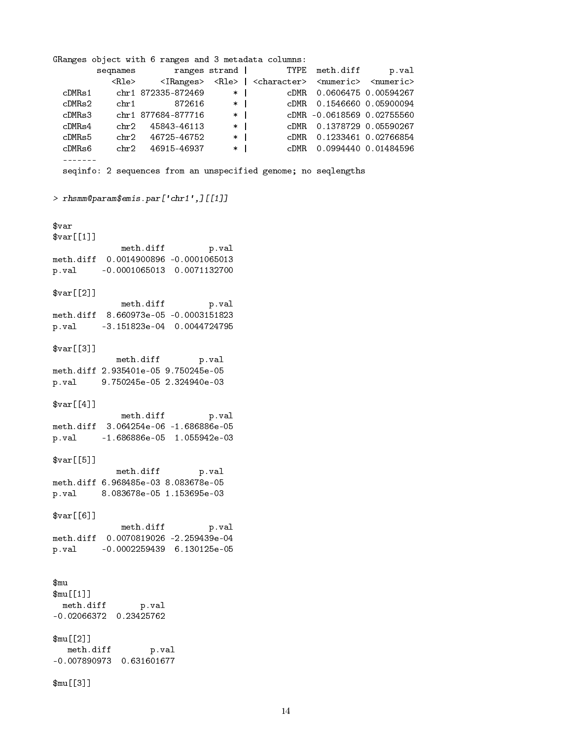```
GRanges object with 6 ranges and 3 metadata columns:
         seqnames        ranges strand |        TYPE  meth.diff      p.val
            <Rle>     <IRanges>  <Rle> | <character>  <numeric>  <numeric>
  cDMRs1     chr1 872335-872469      * |        cDMR  0.0606475 0.00594267
  cDMRs2     chr1        872616      * |        cDMR  0.1546660 0.05900094
  cDMRs3     chr1 877684-877716      * |        cDMR -0.0618569 0.02755560
  cDMRs4     chr2   45843-46113      * |        cDMR  0.1378729 0.05590267
  cDMRs5     chr2   46725-46752      * |        cDMR  0.1233461 0.02766854
  cDMRs6     chr2   46915-46937      * |        cDMR  0.0994440 0.01484596
  -------
  seqinfo: 2 sequences from an unspecified genome; no seqlengths
```

```
> rhsmm@param$emis.par['chr1',][[1]]


$var
$var[[1]]
             meth.diff         p.val
meth.diff  0.0014900896 -0.0001065013
p.val     -0.0001065013  0.0071132700

$var[[2]]
             meth.diff         p.val
meth.diff  8.660973e-05 -0.0003151823
p.val     -3.151823e-04  0.0044724795

$var[[3]]
            meth.diff        p.val
meth.diff 2.935401e-05 9.750245e-05
p.val     9.750245e-05 2.324940e-03

$var[[4]]
             meth.diff         p.val
meth.diff  3.064254e-06 -1.686886e-05
p.val     -1.686886e-05  1.055942e-03

$var[[5]]
            meth.diff        p.val
meth.diff 6.968485e-03 8.083678e-05
p.val     8.083678e-05 1.153695e-03

$var[[6]]
             meth.diff         p.val
meth.diff  0.0070819026 -2.259439e-04
p.val     -0.0002259439  6.130125e-05


$mu
$mu[[1]]
  meth.diff       p.val
-0.02066372  0.23425762

$mu[[2]]
   meth.diff        p.val
-0.007890973  0.631601677

$mu[[3]]
```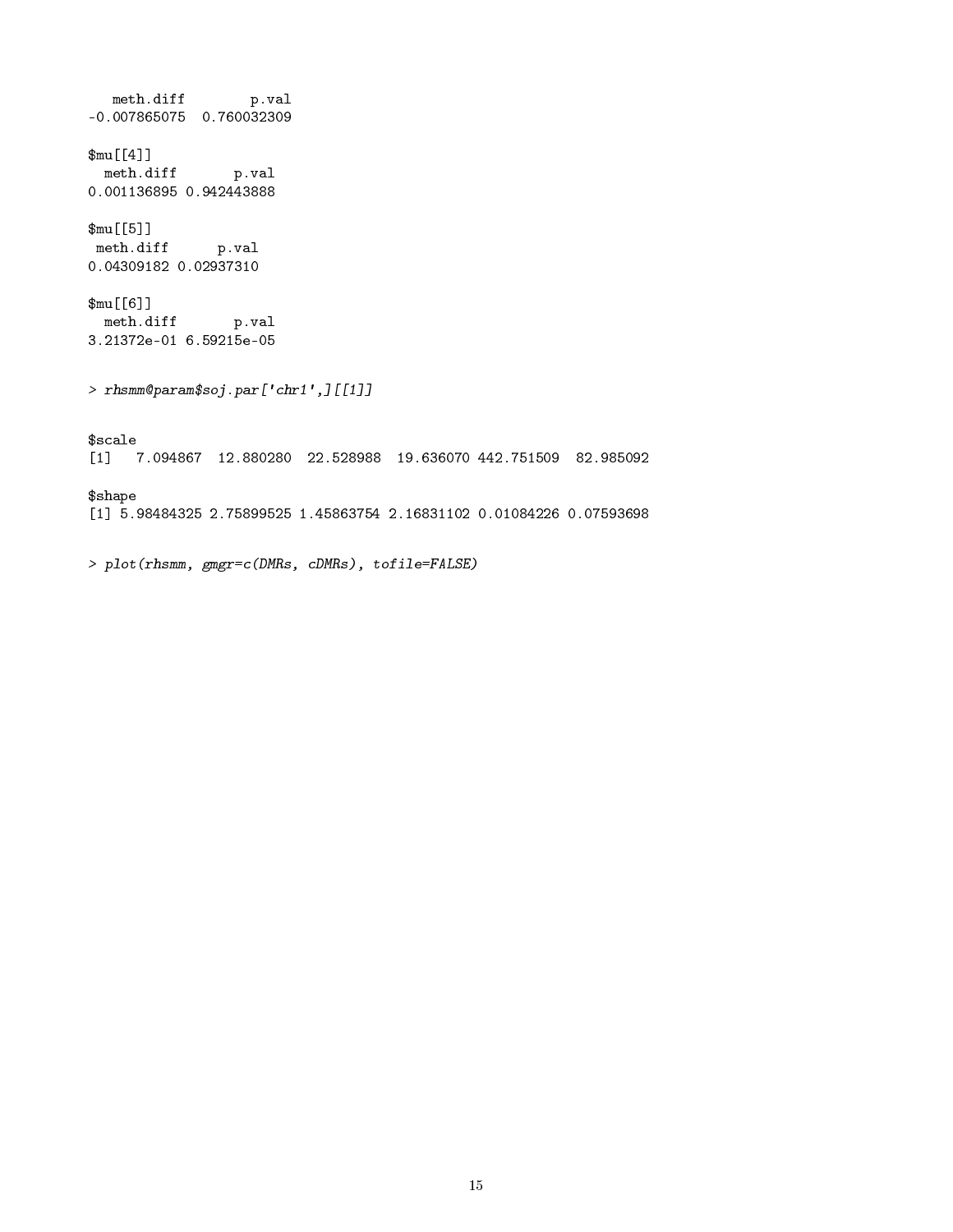```
   meth.diff        p.val
-0.007865075  0.760032309

$mu[[4]]
  meth.diff       p.val
0.001136895 0.942443888

$mu[[5]]
 meth.diff      p.val
0.04309182 0.02937310

$mu[[6]]
  meth.diff       p.val
3.21372e-01 6.59215e-05
```

```
> rhsmm@param$soj.par['chr1',][[1]]
```

```
$scale
[1]   7.094867  12.880280  22.528988  19.636070 442.751509  82.985092

$shape
[1] 5.98484325 2.75899525 1.45863754 2.16831102 0.01084226 0.07593698
```

```
> plot(rhsmm, gmgr=c(DMRs, cDMRs), tofile=FALSE)
```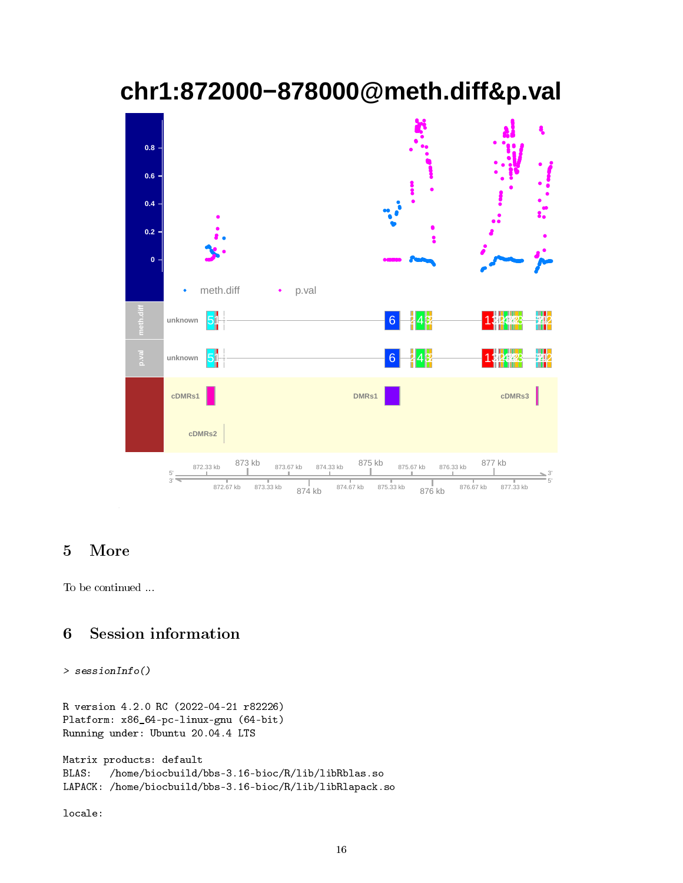## 5 More

To be continued ...

## 6 Session information

```
> sessionInfo()
```

```
R version 4.2.0 RC (2022-04-21 r82226)
Platform: x86_64-pc-linux-gnu (64-bit)
Running under: Ubuntu 20.04.4 LTS

Matrix products: default
BLAS:   /home/biocbuild/bbs-3.16-bioc/R/lib/libRblas.so
LAPACK: /home/biocbuild/bbs-3.16-bioc/R/lib/libRlapack.so

locale:
```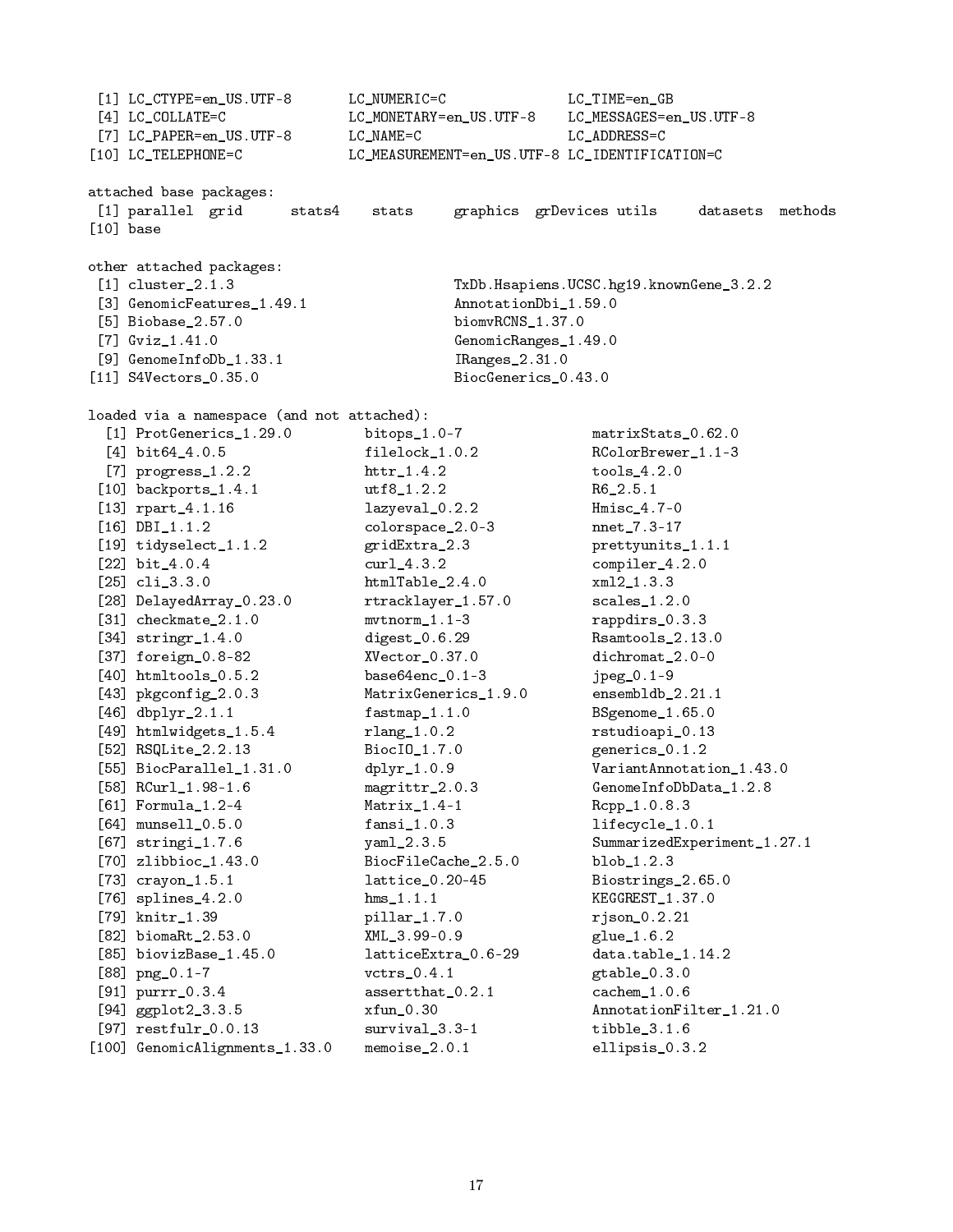```
 [1] LC_CTYPE=en_US.UTF-8       LC_NUMERIC=C               LC_TIME=en_GB
 [4] LC_COLLATE=C               LC_MONETARY=en_US.UTF-8    LC_MESSAGES=en_US.UTF-8
 [7] LC_PAPER=en_US.UTF-8       LC_NAME=C                  LC_ADDRESS=C
[10] LC_TELEPHONE=C             LC_MEASUREMENT=en_US.UTF-8 LC_IDENTIFICATION=C

attached base packages:
 [1] parallel  grid      stats4    stats     graphics  grDevices utils     datasets  methods
[10] base

other attached packages:
 [1] cluster_2.1.3                          TxDb.Hsapiens.UCSC.hg19.knownGene_3.2.2
 [3] GenomicFeatures_1.49.1                 AnnotationDbi_1.59.0
 [5] Biobase_2.57.0                         biomvRCNS_1.37.0
 [7] Gviz_1.41.0                            GenomicRanges_1.49.0
 [9] GenomeInfoDb_1.33.1                    IRanges_2.31.0
[11] S4Vectors_0.35.0                       BiocGenerics_0.43.0

loaded via a namespace (and not attached):
  [1] ProtGenerics_1.29.0        bitops_1.0-7               matrixStats_0.62.0
  [4] bit64_4.0.5                filelock_1.0.2             RColorBrewer_1.1-3
  [7] progress_1.2.2             httr_1.4.2                 tools_4.2.0
 [10] backports_1.4.1            utf8_1.2.2                 R6_2.5.1
 [13] rpart_4.1.16               lazyeval_0.2.2             Hmisc_4.7-0
 [16] DBI_1.1.2                  colorspace_2.0-3           nnet_7.3-17
 [19] tidyselect_1.1.2           gridExtra_2.3              prettyunits_1.1.1
 [22] bit_4.0.4                  curl_4.3.2                 compiler_4.2.0
 [25] cli_3.3.0                  htmlTable_2.4.0            xml2_1.3.3
 [28] DelayedArray_0.23.0        rtracklayer_1.57.0         scales_1.2.0
 [31] checkmate_2.1.0            mvtnorm_1.1-3              rappdirs_0.3.3
 [34] stringr_1.4.0              digest_0.6.29              Rsamtools_2.13.0
 [37] foreign_0.8-82             XVector_0.37.0             dichromat_2.0-0
 [40] htmltools_0.5.2            base64enc_0.1-3            jpeg_0.1-9
 [43] pkgconfig_2.0.3            MatrixGenerics_1.9.0       ensembldb_2.21.1
 [46] dbplyr_2.1.1               fastmap_1.1.0              BSgenome_1.65.0
 [49] htmlwidgets_1.5.4          rlang_1.0.2                rstudioapi_0.13
 [52] RSQLite_2.2.13             BiocIO_1.7.0               generics_0.1.2
 [55] BiocParallel_1.31.0        dplyr_1.0.9                VariantAnnotation_1.43.0
 [58] RCurl_1.98-1.6             magrittr_2.0.3             GenomeInfoDbData_1.2.8
 [61] Formula_1.2-4              Matrix_1.4-1               Rcpp_1.0.8.3
 [64] munsell_0.5.0              fansi_1.0.3                lifecycle_1.0.1
 [67] stringi_1.7.6              yaml_2.3.5                 SummarizedExperiment_1.27.1
 [70] zlibbioc_1.43.0            BiocFileCache_2.5.0        blob_1.2.3
 [73] crayon_1.5.1               lattice_0.20-45            Biostrings_2.65.0
 [76] splines_4.2.0              hms_1.1.1                  KEGGREST_1.37.0
 [79] knitr_1.39                 pillar_1.7.0               rjson_0.2.21
 [82] biomaRt_2.53.0             XML_3.99-0.9               glue_1.6.2
 [85] biovizBase_1.45.0          latticeExtra_0.6-29        data.table_1.14.2
 [88] png_0.1-7                  vctrs_0.4.1                gtable_0.3.0
 [91] purrr_0.3.4                assertthat_0.2.1           cachem_1.0.6
 [94] ggplot2_3.3.5              xfun_0.30                  AnnotationFilter_1.21.0
 [97] restfulr_0.0.13            survival_3.3-1             tibble_3.1.6
[100] GenomicAlignments_1.33.0   memoise_2.0.1              ellipsis_0.3.2
```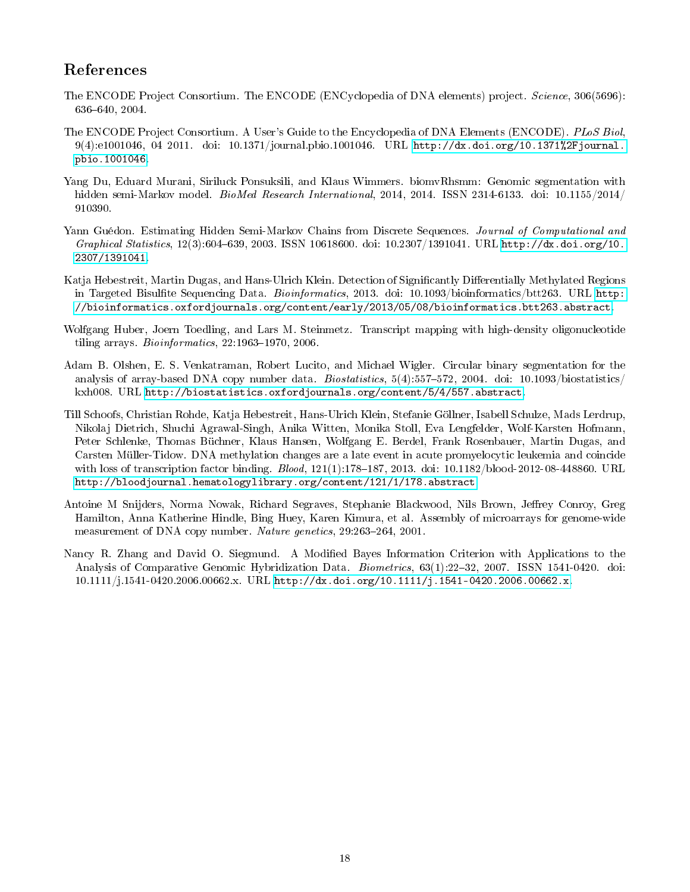## References

The ENCODE Project Consortium. The ENCODE (ENCyclopedia of DNA elements) project. *Science*, 306(5696): 636–640, 2004.

The ENCODE Project Consortium. A User's Guide to the Encyclopedia of DNA Elements (ENCODE). *PLoS Biol*, 9(4):e1001046, 04 2011. doi: 10.1371/journal.pbio.1001046. URL http://dx.doi.org/10.1371%2Fjournal.pbio.1001046.

Yang Du, Eduard Murani, Siriluck Ponsuksili, and Klaus Wimmers. biomvRhsmm: Genomic segmentation with hidden semi-Markov model. *BioMed Research International*, 2014, 2014. ISSN 2314-6133. doi: 10.1155/2014/910390.

Yann Guédon. Estimating Hidden Semi-Markov Chains from Discrete Sequences. *Journal of Computational and Graphical Statistics*, 12(3):604–639, 2003. ISSN 10618600. doi: 10.2307/1391041. URL http://dx.doi.org/10.2307/1391041.

Katja Hebestreit, Martin Dugas, and Hans-Ulrich Klein. Detection of Significantly Differentially Methylated Regions in Targeted Bisulfite Sequencing Data. *Bioinformatics*, 2013. doi: 10.1093/bioinformatics/btt263. URL http://bioinformatics.oxfordjournals.org/content/early/2013/05/08/bioinformatics.btt263.abstract.

Wolfgang Huber, Joern Toedling, and Lars M. Steinmetz. Transcript mapping with high-density oligonucleotide tiling arrays. *Bioinformatics*, 22:1963–1970, 2006.

Adam B. Olshen, E. S. Venkatraman, Robert Lucito, and Michael Wigler. Circular binary segmentation for the analysis of array-based DNA copy number data. *Biostatistics*, 5(4):557–572, 2004. doi: 10.1093/biostatistics/kxh008. URL http://biostatistics.oxfordjournals.org/content/5/4/557.abstract.

Till Schoofs, Christian Rohde, Katja Hebestreit, Hans-Ulrich Klein, Stefanie Göllner, Isabell Schulze, Mads Lerdrup, Nikolaj Dietrich, Shuchi Agrawal-Singh, Anika Witten, Monika Stoll, Eva Lengfelder, Wolf-Karsten Hofmann, Peter Schlenke, Thomas Büchner, Klaus Hansen, Wolfgang E. Berdel, Frank Rosenbauer, Martin Dugas, and Carsten Müller-Tidow. DNA methylation changes are a late event in acute promyelocytic leukemia and coincide with loss of transcription factor binding. *Blood*, 121(1):178–187, 2013. doi: 10.1182/blood-2012-08-448860. URL http://bloodjournal.hematologylibrary.org/content/121/1/178.abstract.

Antoine M Snijders, Norma Nowak, Richard Segraves, Stephanie Blackwood, Nils Brown, Jeffrey Conroy, Greg Hamilton, Anna Katherine Hindle, Bing Huey, Karen Kimura, et al. Assembly of microarrays for genome-wide measurement of DNA copy number. *Nature genetics*, 29:263–264, 2001.

Nancy R. Zhang and David O. Siegmund. A Modified Bayes Information Criterion with Applications to the Analysis of Comparative Genomic Hybridization Data. *Biometrics*, 63(1):22–32, 2007. ISSN 1541-0420. doi: 10.1111/j.1541-0420.2006.00662.x. URL http://dx.doi.org/10.1111/j.1541-0420.2006.00662.x.